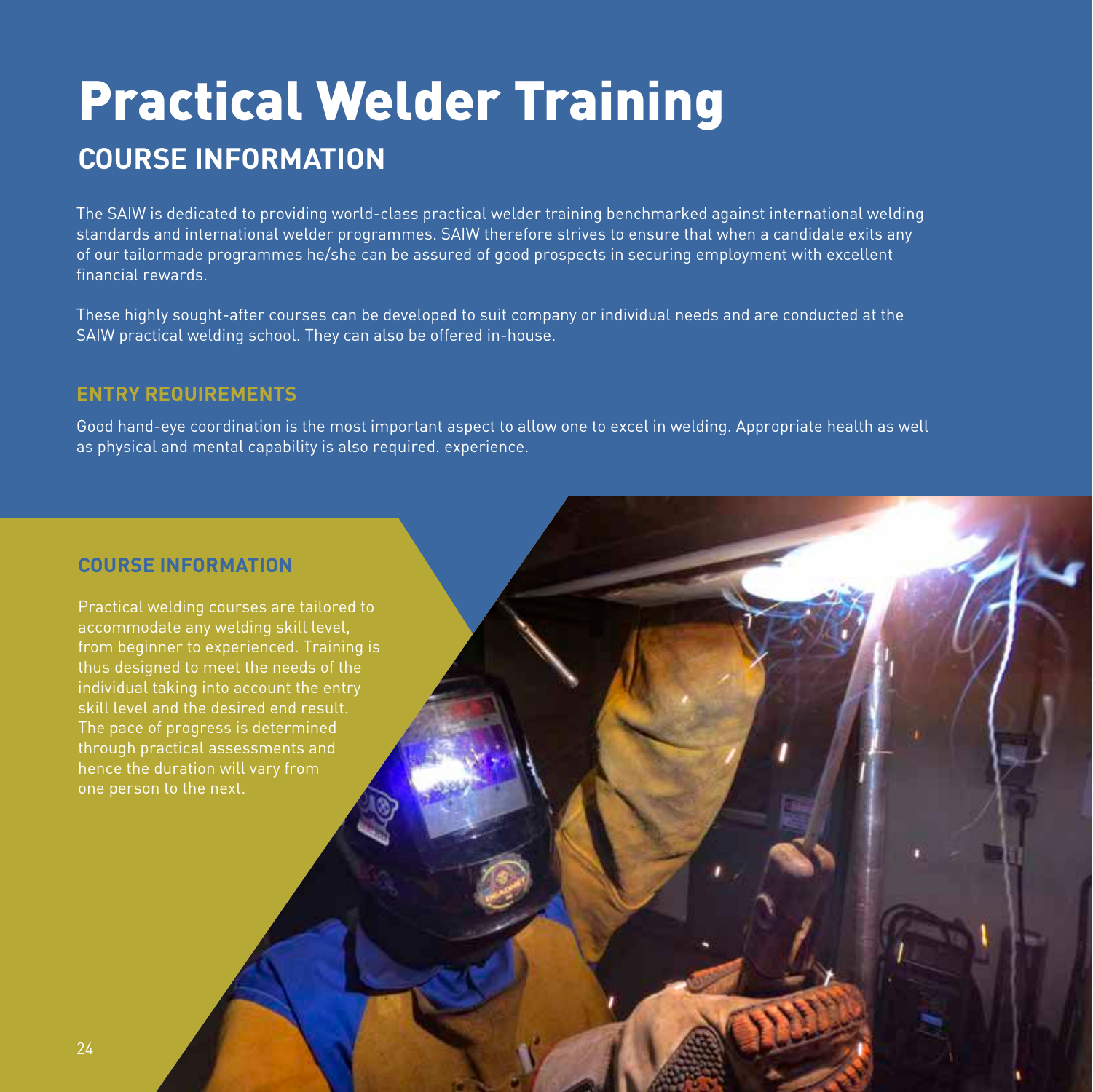# Practical Welder Training

## COURSE INFORMATION

The SAIW is dedicated to providing world-class practical welder training benchmarked against international welding standards and international welder programmes. SAIW therefore strives to ensure that when a candidate exits any of our tailormade programmes he/she can be assured of good prospects in securing employment with excellent financial rewards.

These highly sought-after courses can be developed to suit company or individual needs and are conducted at the SAIW practical welding school. They can also be offered in-house.

### ENTRY REQUIREMENTS

Good hand-eye coordination is the most important aspect to allow one to excel in welding. Appropriate health as well as physical and mental capability is also required. experience.

### COURSE INFORMATION

Practical welding courses are tailored to accommodate any welding skill level, from beginner to experienced. Training is thus designed to meet the needs of the individual taking into account the entry skill level and the desired end result. The pace of progress is determined through practical assessments and hence the duration will vary from one person to the next.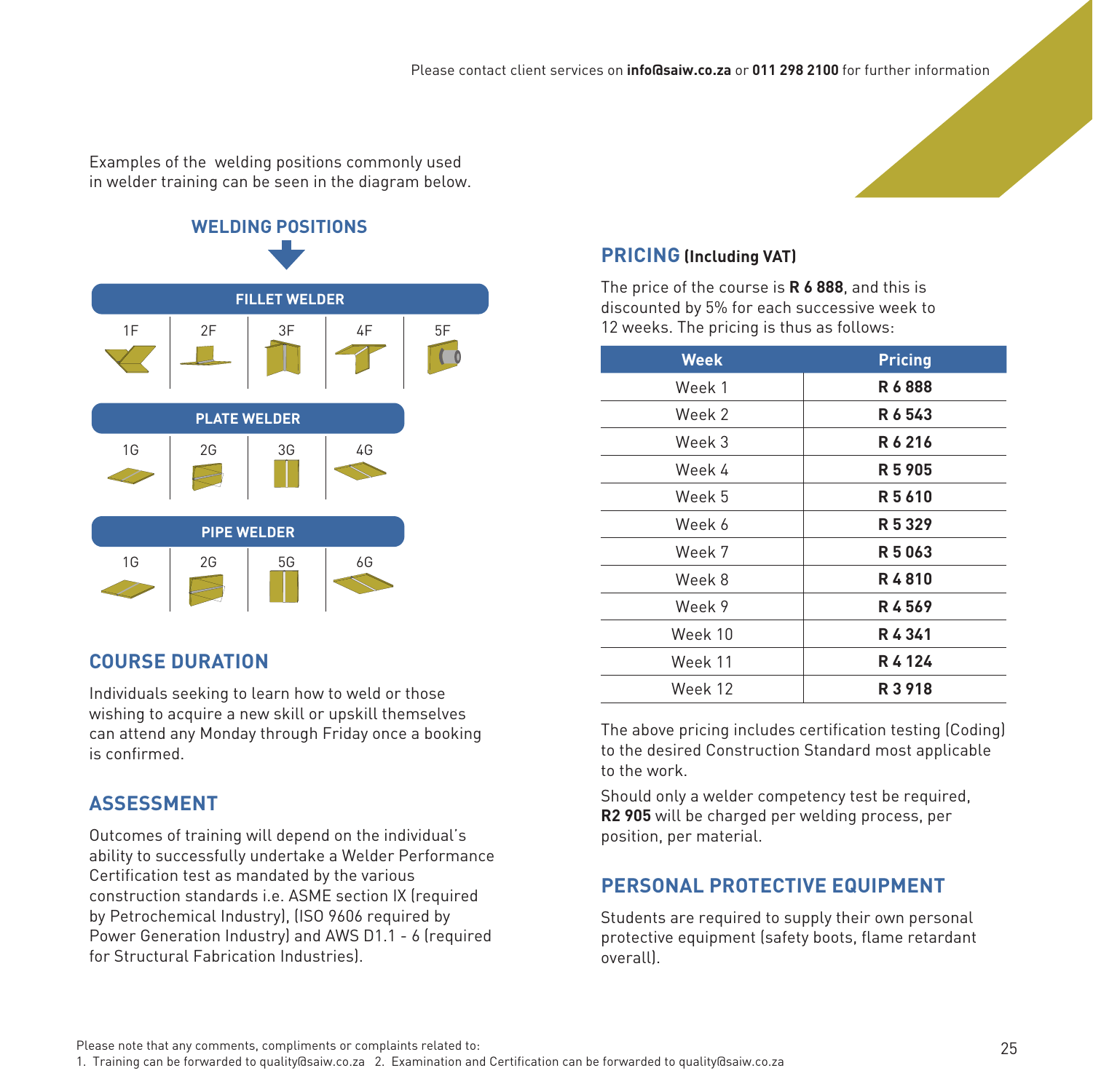Please contact client services on **info@saiw.co.za** or **011 298 2100** for further information

Examples of the welding positions commonly used in welder training can be seen in the diagram below.

**WELDING POSITIONS**

**FILLET WELDER**

1F 2F 3F 4F 5F

**PLATE WELDER**

1G 2G 3G 4G

**PIPE WELDER**

1G 2G 5G 6G

## COURSE DURATION

Individuals seeking to learn how to weld or those wishing to acquire a new skill or upskill themselves can attend any Monday through Friday once a booking is confirmed.

## ASSESSMENT

Outcomes of training will depend on the individual's ability to successfully undertake a Welder Performance Certification test as mandated by the various construction standards i.e. ASME section IX (required by Petrochemical Industry), (ISO 9606 required by Power Generation Industry) and AWS D1.1 - 6 (required for Structural Fabrication Industries).

## PRICING (Including VAT)

The price of the course is **R 6 888**, and this is discounted by 5% for each successive week to 12 weeks. The pricing is thus as follows:

| Week | Pricing |
|---|---|
| Week 1 | **R 6 888** |
| Week 2 | **R 6 543** |
| Week 3 | **R 6 216** |
| Week 4 | **R 5 905** |
| Week 5 | **R 5 610** |
| Week 6 | **R 5 329** |
| Week 7 | **R 5 063** |
| Week 8 | **R 4 810** |
| Week 9 | **R 4 569** |
| Week 10 | **R 4 341** |
| Week 11 | **R 4 124** |
| Week 12 | **R 3 918** |

The above pricing includes certification testing (Coding) to the desired Construction Standard most applicable to the work.

Should only a welder competency test be required, **R2 905** will be charged per welding process, per position, per material.

## PERSONAL PROTECTIVE EQUIPMENT

Students are required to supply their own personal protective equipment (safety boots, flame retardant overall).

Please note that any comments, compliments or complaints related to:
1. Training can be forwarded to quality@saiw.co.za 2. Examination and Certification can be forwarded to quality@saiw.co.za